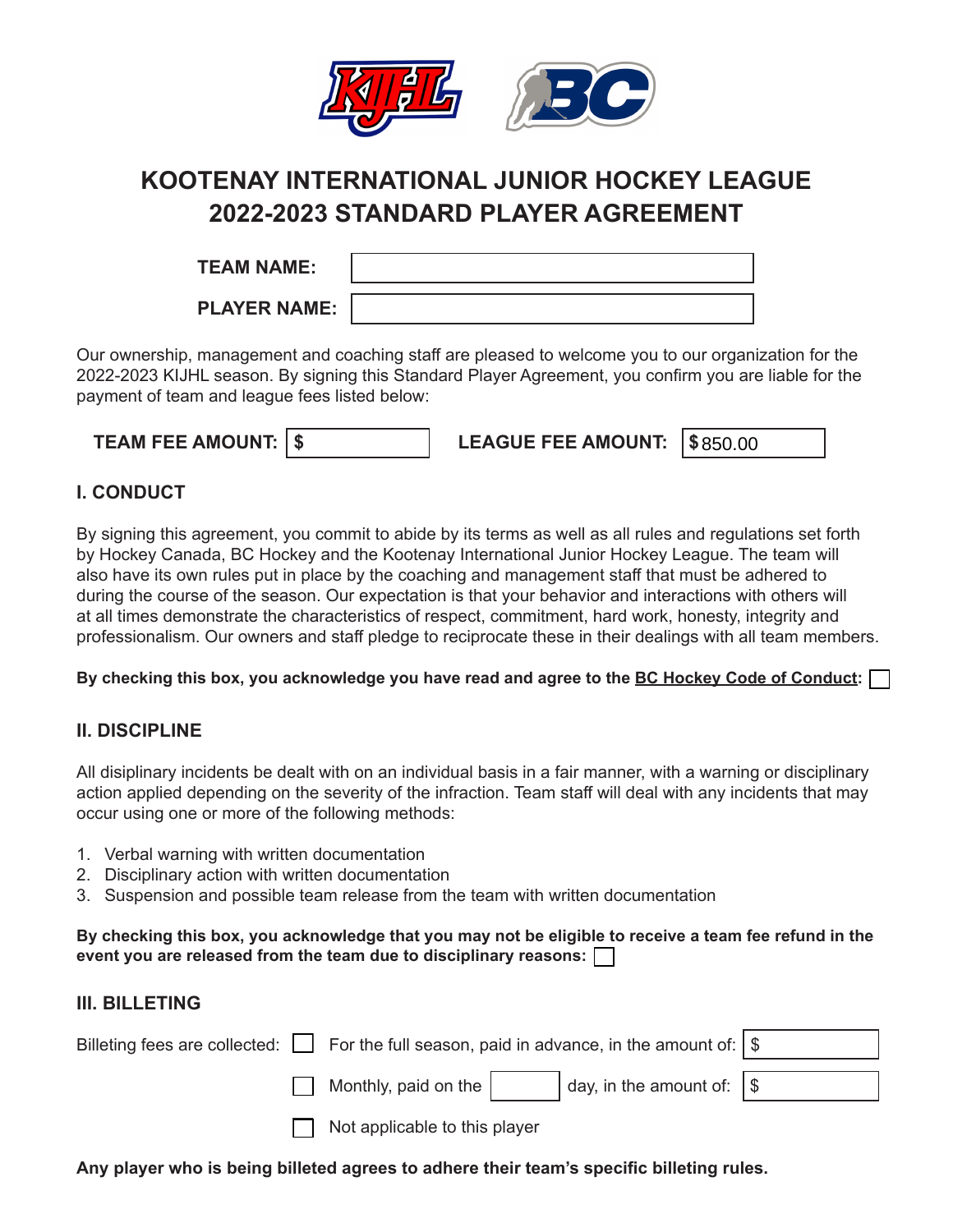# KOOTENAY INTERNATIONAL JUNIOR HOCKEY LEAGUE
# 2022-2023 STANDARD PLAYER AGREEMENT

**TEAM NAME:** 

**PLAYER NAME:** 

Our ownership, management and coaching staff are pleased to welcome you to our organization for the 2022-2023 KIJHL season. By signing this Standard Player Agreement, you confirm you are liable for the payment of team and league fees listed below:

**TEAM FEE AMOUNT:** $ 　　　**LEAGUE FEE AMOUNT:** $850.00

## I. CONDUCT

By signing this agreement, you commit to abide by its terms as well as all rules and regulations set forth by Hockey Canada, BC Hockey and the Kootenay International Junior Hockey League. The team will also have its own rules put in place by the coaching and management staff that must be adhered to during the course of the season. Our expectation is that your behavior and interactions with others will at all times demonstrate the characteristics of respect, commitment, hard work, honesty, integrity and professionalism. Our owners and staff pledge to reciprocate these in their dealings with all team members.

**By checking this box, you acknowledge you have read and agree to the BC Hockey Code of Conduct:** ☐

## II. DISCIPLINE

All disiplinary incidents be dealt with on an individual basis in a fair manner, with a warning or disciplinary action applied depending on the severity of the infraction. Team staff will deal with any incidents that may occur using one or more of the following methods:

1. Verbal warning with written documentation
2. Disciplinary action with written documentation
3. Suspension and possible team release from the team with written documentation

**By checking this box, you acknowledge that you may not be eligible to receive a team fee refund in the event you are released from the team due to disciplinary reasons:** ☐

## III. BILLETING

Billeting fees are collected:

- ☐ For the full season, paid in advance, in the amount of: $
- ☐ Monthly, paid on the ______ day, in the amount of: $
- ☐ Not applicable to this player

**Any player who is being billeted agrees to adhere their team's specific billeting rules.**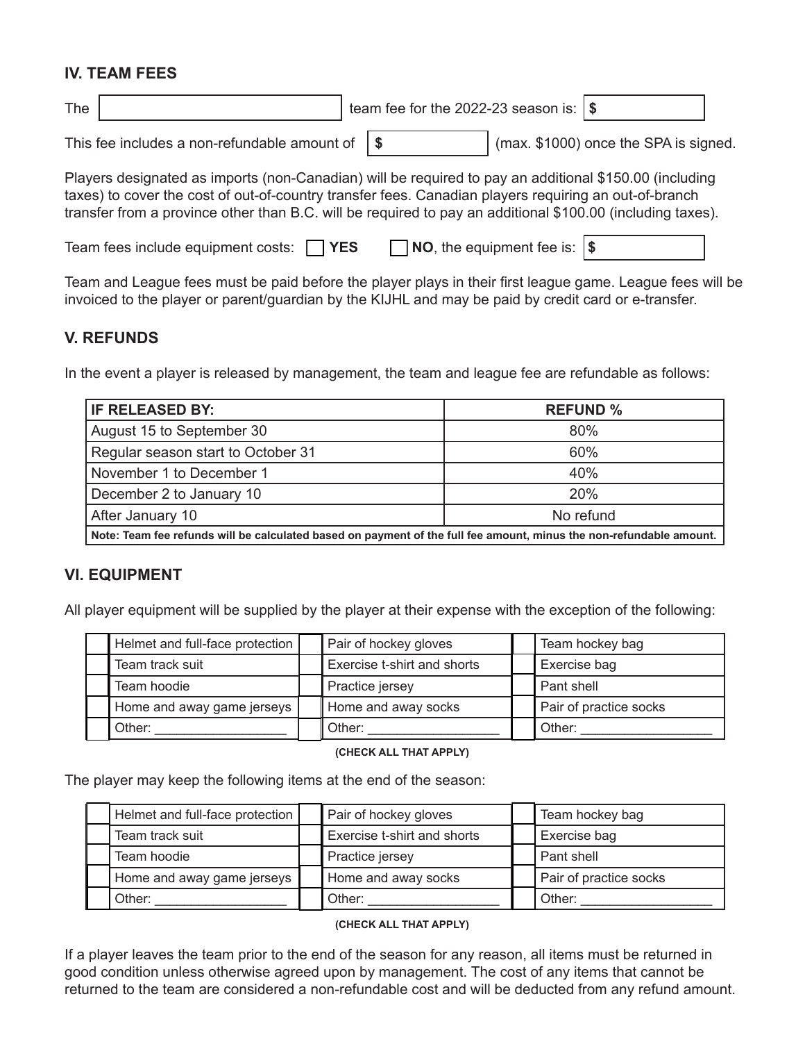## IV. TEAM FEES

The ______________________ team fee for the 2022-23 season is: $ __________

This fee includes a non-refundable amount of $ __________ (max. $1000) once the SPA is signed.

Players designated as imports (non-Canadian) will be required to pay an additional $150.00 (including taxes) to cover the cost of out-of-country transfer fees. Canadian players requiring an out-of-branch transfer from a province other than B.C. will be required to pay an additional $100.00 (including taxes).

Team fees include equipment costs: ☐ **YES** ☐ **NO**, the equipment fee is: $ __________

Team and League fees must be paid before the player plays in their first league game. League fees will be invoiced to the player or parent/guardian by the KIJHL and may be paid by credit card or e-transfer.

## V. REFUNDS

In the event a player is released by management, the team and league fee are refundable as follows:

| IF RELEASED BY: | REFUND % |
|---|---|
| August 15 to September 30 | 80% |
| Regular season start to October 31 | 60% |
| November 1 to December 1 | 40% |
| December 2 to January 10 | 20% |
| After January 10 | No refund |

**Note: Team fee refunds will be calculated based on payment of the full fee amount, minus the non-refundable amount.**

## VI. EQUIPMENT

All player equipment will be supplied by the player at their expense with the exception of the following:

| | | | | | |
|---|---|---|---|---|---|
| ☐ | Helmet and full-face protection | ☐ | Pair of hockey gloves | ☐ | Team hockey bag |
| ☐ | Team track suit | ☐ | Exercise t-shirt and shorts | ☐ | Exercise bag |
| ☐ | Team hoodie | ☐ | Practice jersey | ☐ | Pant shell |
| ☐ | Home and away game jerseys | ☐ | Home and away socks | ☐ | Pair of practice socks |
| ☐ | Other: __________________ | ☐ | Other: __________________ | ☐ | Other: __________________ |

**(CHECK ALL THAT APPLY)**

The player may keep the following items at the end of the season:

| | | | | | |
|---|---|---|---|---|---|
| ☐ | Helmet and full-face protection | ☐ | Pair of hockey gloves | ☐ | Team hockey bag |
| ☐ | Team track suit | ☐ | Exercise t-shirt and shorts | ☐ | Exercise bag |
| ☐ | Team hoodie | ☐ | Practice jersey | ☐ | Pant shell |
| ☐ | Home and away game jerseys | ☐ | Home and away socks | ☐ | Pair of practice socks |
| ☐ | Other: __________________ | ☐ | Other: __________________ | ☐ | Other: __________________ |

**(CHECK ALL THAT APPLY)**

If a player leaves the team prior to the end of the season for any reason, all items must be returned in good condition unless otherwise agreed upon by management. The cost of any items that cannot be returned to the team are considered a non-refundable cost and will be deducted from any refund amount.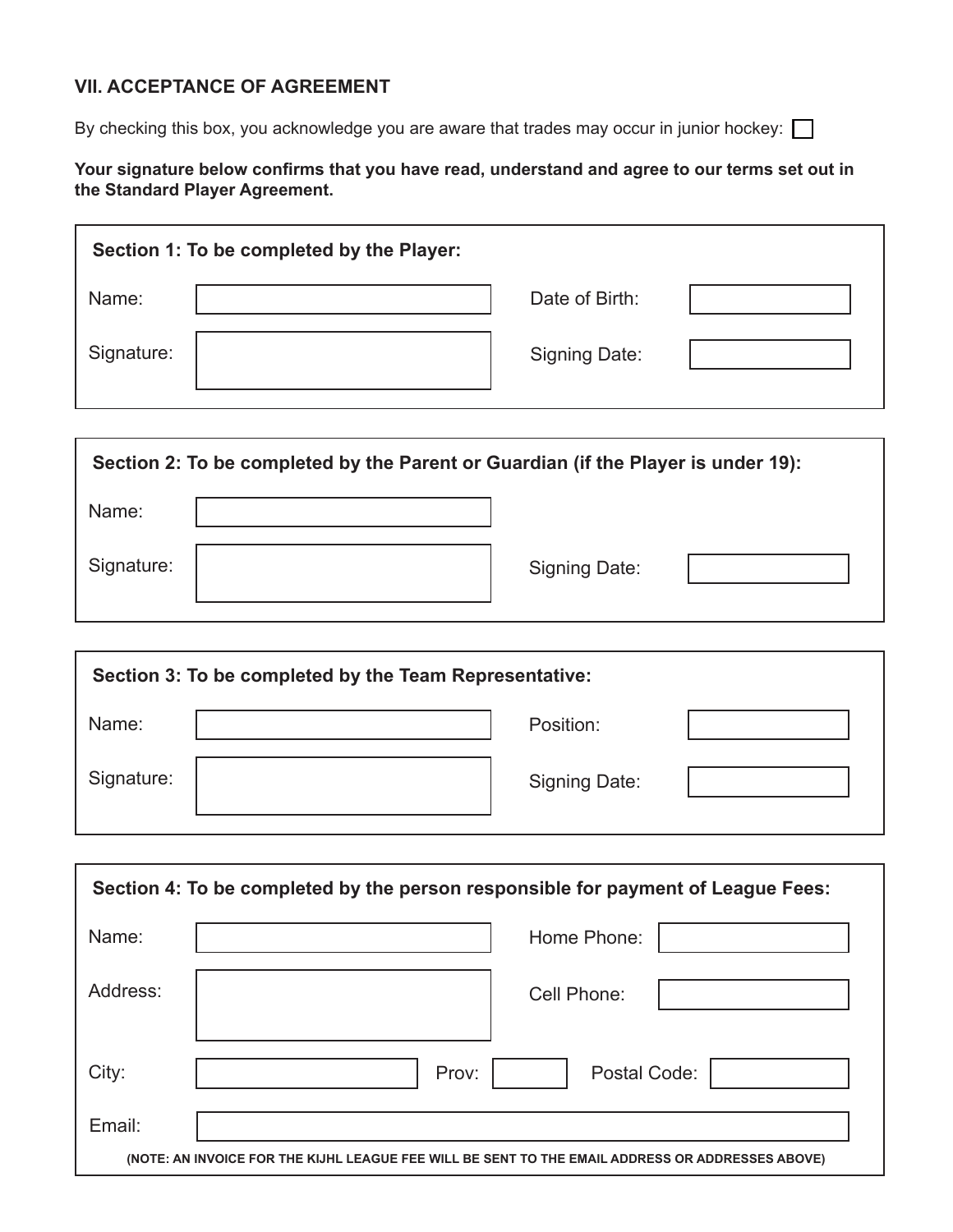## VII. ACCEPTANCE OF AGREEMENT

By checking this box, you acknowledge you are aware that trades may occur in junior hockey: ☐

**Your signature below confirms that you have read, understand and agree to our terms set out in the Standard Player Agreement.**

**Section 1: To be completed by the Player:**

| | | | |
|---|---|---|---|
| Name: | | Date of Birth: | |
| Signature: | | Signing Date: | |

**Section 2: To be completed by the Parent or Guardian (if the Player is under 19):**

| | | | |
|---|---|---|---|
| Name: | | | |
| Signature: | | Signing Date: | |

**Section 3: To be completed by the Team Representative:**

| | | | |
|---|---|---|---|
| Name: | | Position: | |
| Signature: | | Signing Date: | |

**Section 4: To be completed by the person responsible for payment of League Fees:**

| | | | | | |
|---|---|---|---|---|---|
| Name: | | | | Home Phone: | |
| Address: | | | | Cell Phone: | |
| City: | | Prov: | | Postal Code: | |
| Email: | | | | | |

(NOTE: AN INVOICE FOR THE KIJHL LEAGUE FEE WILL BE SENT TO THE EMAIL ADDRESS OR ADDRESSES ABOVE)